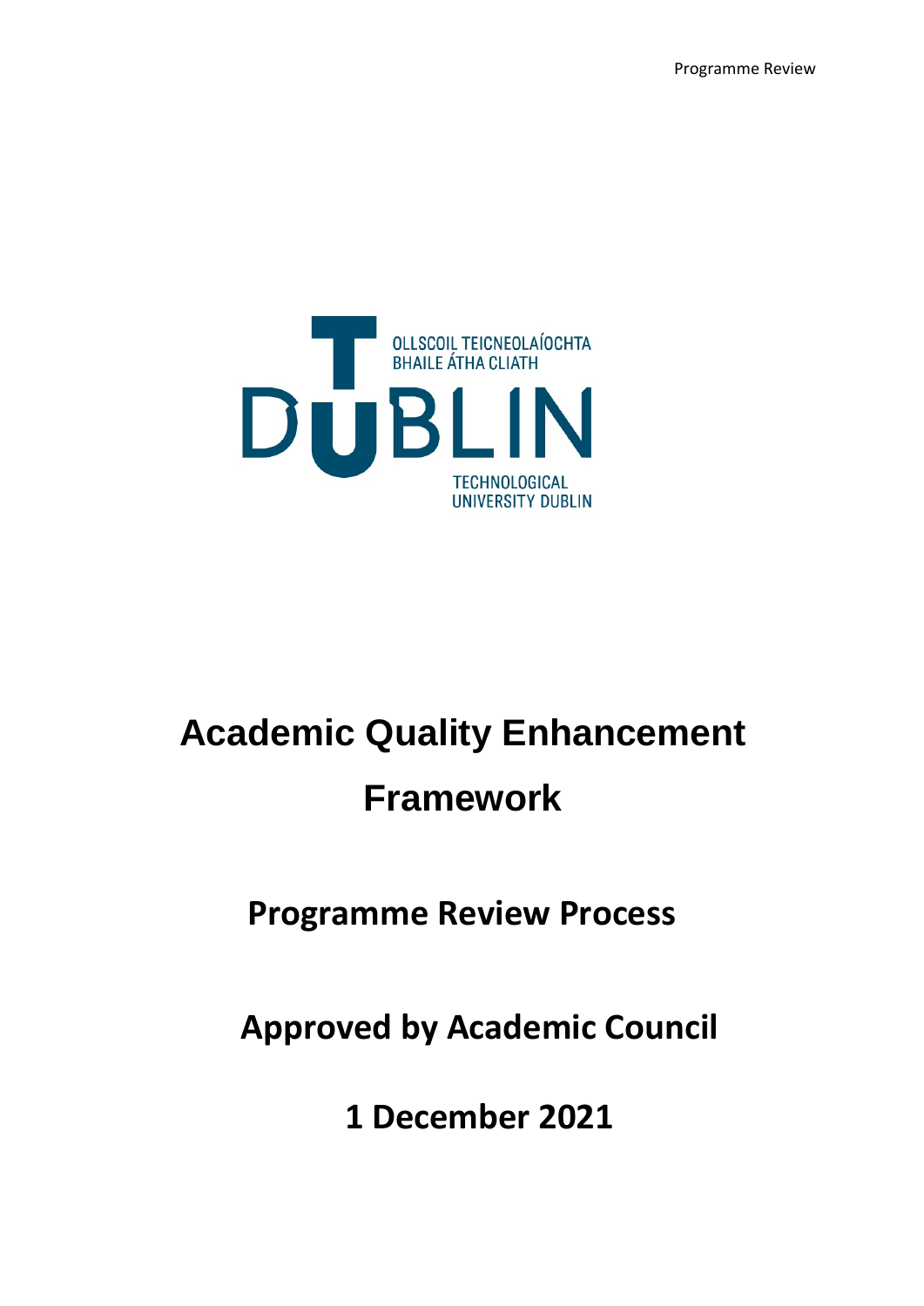OLLSCOIL TEICNEOLAÍOCHTA
BHAILE ÁTHA CLIATH

DUBLIN

TECHNOLOGICAL
UNIVERSITY DUBLIN

# Academic Quality Enhancement Framework

## Programme Review Process

## Approved by Academic Council

## 1 December 2021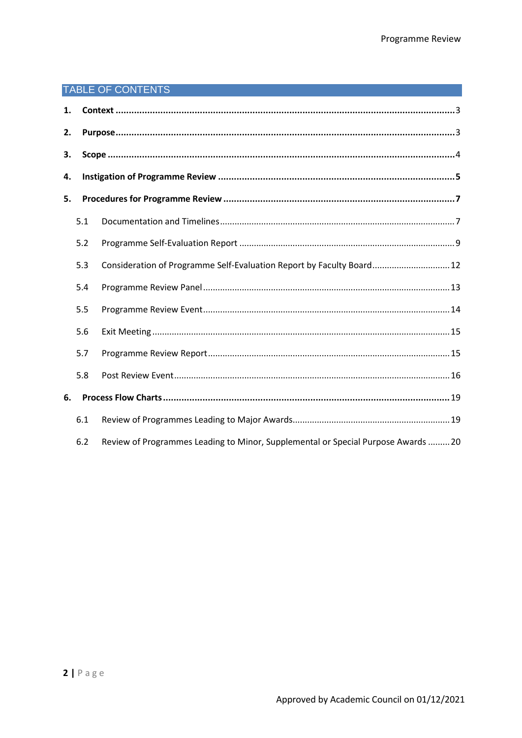## TABLE OF CONTENTS

1. **Context** ....................................................................................................................... 3
2. **Purpose** ....................................................................................................................... 3
3. **Scope** ........................................................................................................................... 4
4. **Instigation of Programme Review** ................................................................................. 5
5. **Procedures for Programme Review** ............................................................................... 7
   - 5.1 Documentation and Timelines ................................................................................ 7
   - 5.2 Programme Self-Evaluation Report ......................................................................... 9
   - 5.3 Consideration of Programme Self-Evaluation Report by Faculty Board ................. 12
   - 5.4 Programme Review Panel ...................................................................................... 13
   - 5.5 Programme Review Event ...................................................................................... 14
   - 5.6 Exit Meeting .......................................................................................................... 15
   - 5.7 Programme Review Report .................................................................................... 15
   - 5.8 Post Review Event ................................................................................................. 16
6. **Process Flow Charts** .................................................................................................... 19
   - 6.1 Review of Programmes Leading to Major Awards ................................................... 19
   - 6.2 Review of Programmes Leading to Minor, Supplemental or Special Purpose Awards ......... 20

Approved by Academic Council on 01/12/2021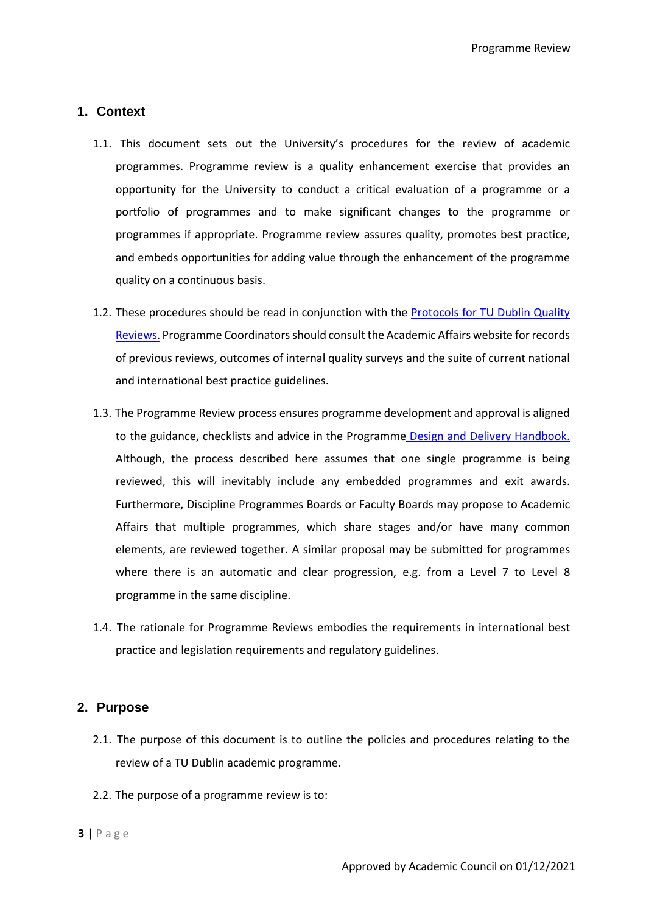## 1. Context

1.1. This document sets out the University's procedures for the review of academic programmes. Programme review is a quality enhancement exercise that provides an opportunity for the University to conduct a critical evaluation of a programme or a portfolio of programmes and to make significant changes to the programme or programmes if appropriate. Programme review assures quality, promotes best practice, and embeds opportunities for adding value through the enhancement of the programme quality on a continuous basis.

1.2. These procedures should be read in conjunction with the Protocols for TU Dublin Quality Reviews. Programme Coordinators should consult the Academic Affairs website for records of previous reviews, outcomes of internal quality surveys and the suite of current national and international best practice guidelines.

1.3. The Programme Review process ensures programme development and approval is aligned to the guidance, checklists and advice in the Programme Design and Delivery Handbook. Although, the process described here assumes that one single programme is being reviewed, this will inevitably include any embedded programmes and exit awards. Furthermore, Discipline Programmes Boards or Faculty Boards may propose to Academic Affairs that multiple programmes, which share stages and/or have many common elements, are reviewed together. A similar proposal may be submitted for programmes where there is an automatic and clear progression, e.g. from a Level 7 to Level 8 programme in the same discipline.

1.4. The rationale for Programme Reviews embodies the requirements in international best practice and legislation requirements and regulatory guidelines.

## 2. Purpose

2.1. The purpose of this document is to outline the policies and procedures relating to the review of a TU Dublin academic programme.

2.2. The purpose of a programme review is to:

Approved by Academic Council on 01/12/2021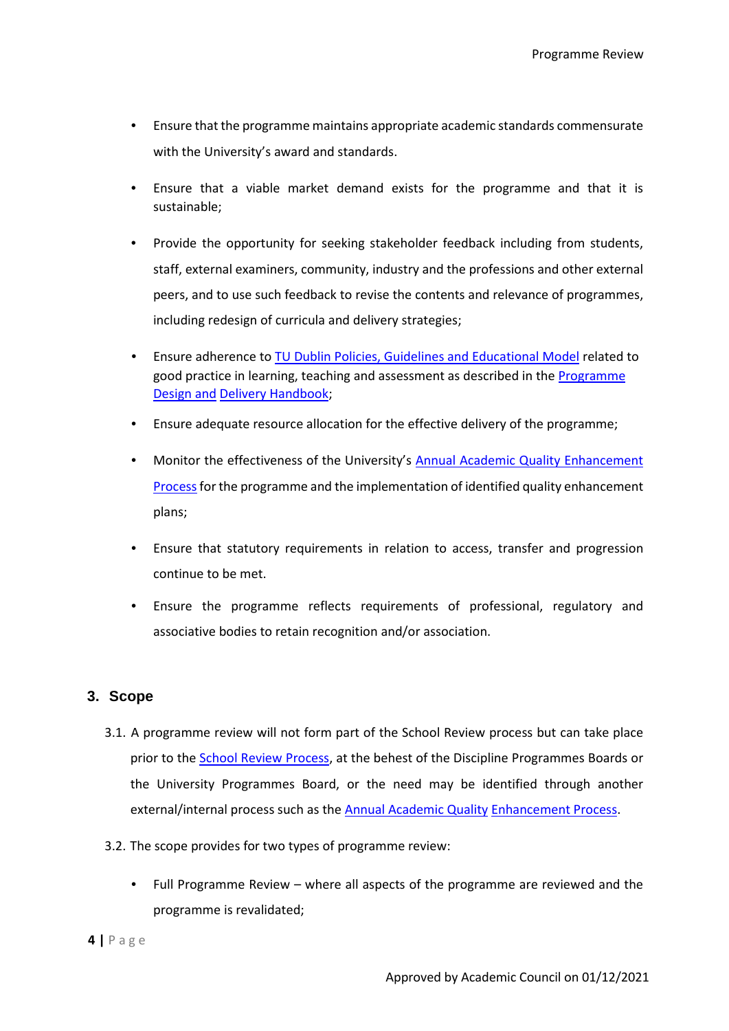- Ensure that the programme maintains appropriate academic standards commensurate with the University's award and standards.
- Ensure that a viable market demand exists for the programme and that it is sustainable;
- Provide the opportunity for seeking stakeholder feedback including from students, staff, external examiners, community, industry and the professions and other external peers, and to use such feedback to revise the contents and relevance of programmes, including redesign of curricula and delivery strategies;
- Ensure adherence to TU Dublin Policies, Guidelines and Educational Model related to good practice in learning, teaching and assessment as described in the Programme Design and Delivery Handbook;
- Ensure adequate resource allocation for the effective delivery of the programme;
- Monitor the effectiveness of the University's Annual Academic Quality Enhancement Process for the programme and the implementation of identified quality enhancement plans;
- Ensure that statutory requirements in relation to access, transfer and progression continue to be met.
- Ensure the programme reflects requirements of professional, regulatory and associative bodies to retain recognition and/or association.

## 3. Scope

3.1. A programme review will not form part of the School Review process but can take place prior to the School Review Process, at the behest of the Discipline Programmes Boards or the University Programmes Board, or the need may be identified through another external/internal process such as the Annual Academic Quality Enhancement Process.

3.2. The scope provides for two types of programme review:

- Full Programme Review – where all aspects of the programme are reviewed and the programme is revalidated;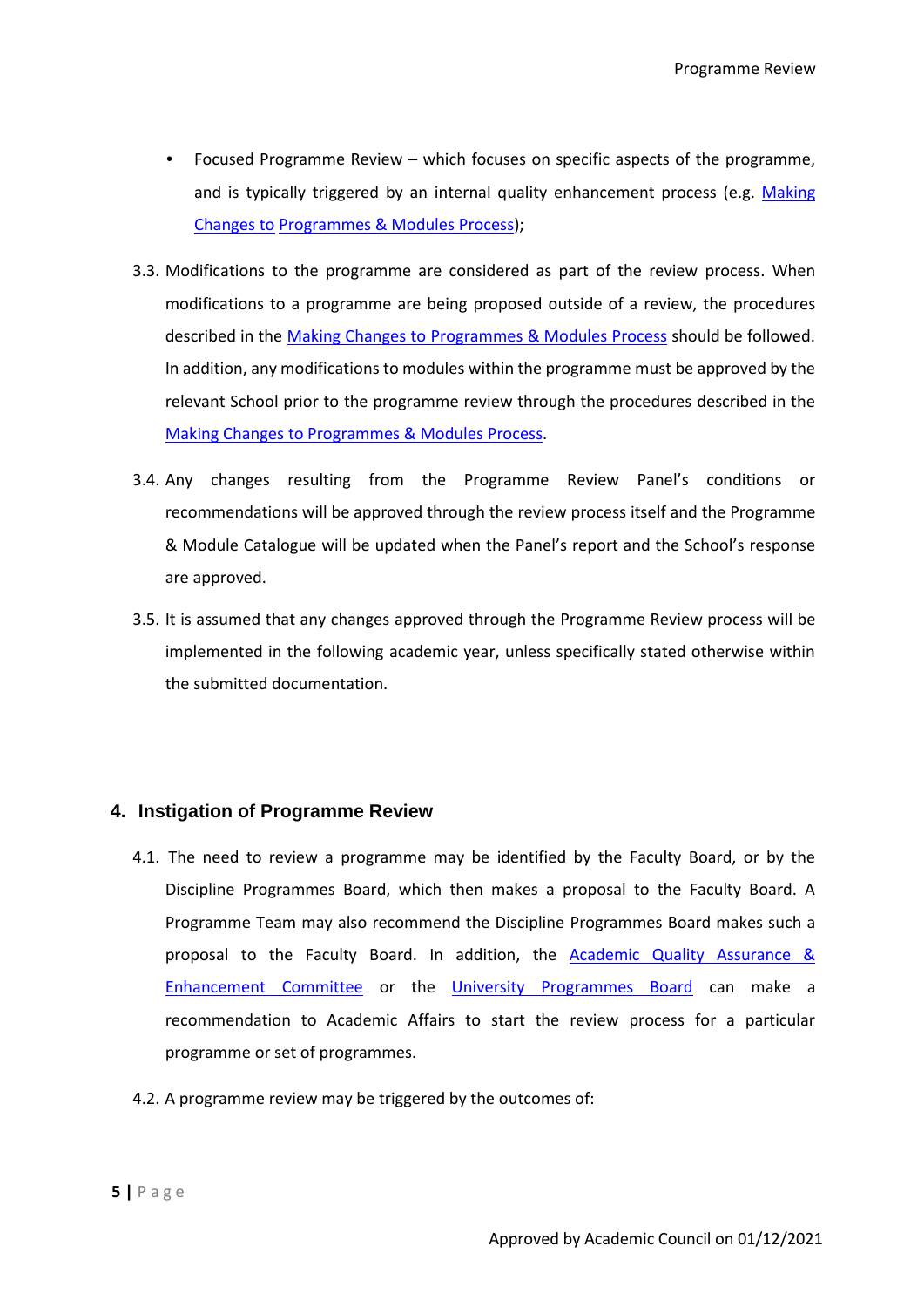- Focused Programme Review – which focuses on specific aspects of the programme, and is typically triggered by an internal quality enhancement process (e.g. Making Changes to Programmes & Modules Process);

3.3. Modifications to the programme are considered as part of the review process. When modifications to a programme are being proposed outside of a review, the procedures described in the Making Changes to Programmes & Modules Process should be followed. In addition, any modifications to modules within the programme must be approved by the relevant School prior to the programme review through the procedures described in the Making Changes to Programmes & Modules Process.

3.4. Any changes resulting from the Programme Review Panel's conditions or recommendations will be approved through the review process itself and the Programme & Module Catalogue will be updated when the Panel's report and the School's response are approved.

3.5. It is assumed that any changes approved through the Programme Review process will be implemented in the following academic year, unless specifically stated otherwise within the submitted documentation.

## 4. Instigation of Programme Review

4.1. The need to review a programme may be identified by the Faculty Board, or by the Discipline Programmes Board, which then makes a proposal to the Faculty Board. A Programme Team may also recommend the Discipline Programmes Board makes such a proposal to the Faculty Board. In addition, the Academic Quality Assurance & Enhancement Committee or the University Programmes Board can make a recommendation to Academic Affairs to start the review process for a particular programme or set of programmes.

4.2. A programme review may be triggered by the outcomes of: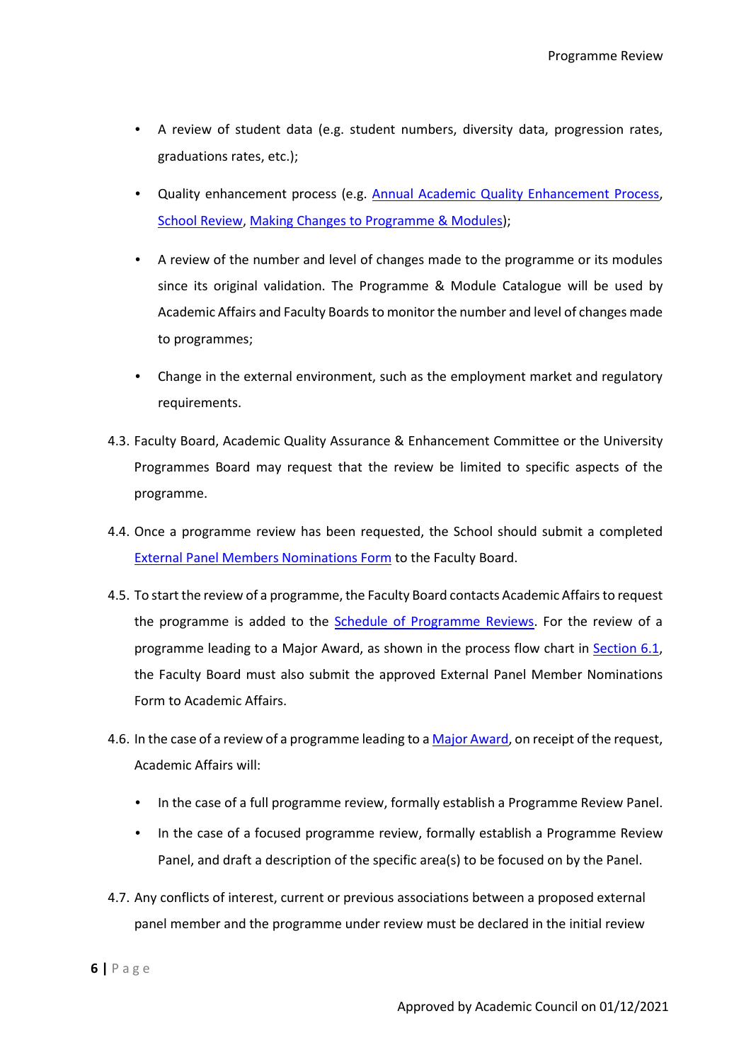- A review of student data (e.g. student numbers, diversity data, progression rates, graduations rates, etc.);
- Quality enhancement process (e.g. Annual Academic Quality Enhancement Process, School Review, Making Changes to Programme & Modules);
- A review of the number and level of changes made to the programme or its modules since its original validation. The Programme & Module Catalogue will be used by Academic Affairs and Faculty Boards to monitor the number and level of changes made to programmes;
- Change in the external environment, such as the employment market and regulatory requirements.

4.3. Faculty Board, Academic Quality Assurance & Enhancement Committee or the University Programmes Board may request that the review be limited to specific aspects of the programme.

4.4. Once a programme review has been requested, the School should submit a completed External Panel Members Nominations Form to the Faculty Board.

4.5. To start the review of a programme, the Faculty Board contacts Academic Affairs to request the programme is added to the Schedule of Programme Reviews. For the review of a programme leading to a Major Award, as shown in the process flow chart in Section 6.1, the Faculty Board must also submit the approved External Panel Member Nominations Form to Academic Affairs.

4.6. In the case of a review of a programme leading to a Major Award, on receipt of the request, Academic Affairs will:

- In the case of a full programme review, formally establish a Programme Review Panel.
- In the case of a focused programme review, formally establish a Programme Review Panel, and draft a description of the specific area(s) to be focused on by the Panel.

4.7. Any conflicts of interest, current or previous associations between a proposed external panel member and the programme under review must be declared in the initial review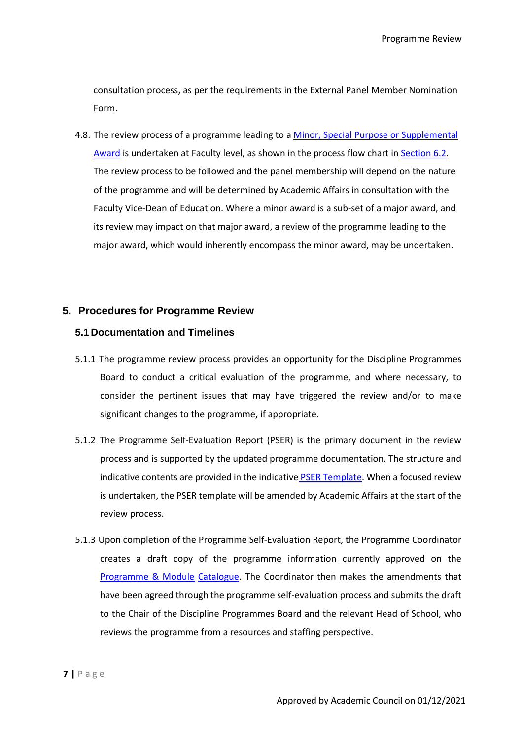consultation process, as per the requirements in the External Panel Member Nomination Form.

4.8. The review process of a programme leading to a Minor, Special Purpose or Supplemental Award is undertaken at Faculty level, as shown in the process flow chart in Section 6.2. The review process to be followed and the panel membership will depend on the nature of the programme and will be determined by Academic Affairs in consultation with the Faculty Vice-Dean of Education. Where a minor award is a sub-set of a major award, and its review may impact on that major award, a review of the programme leading to the major award, which would inherently encompass the minor award, may be undertaken.

## 5. Procedures for Programme Review

### 5.1 Documentation and Timelines

5.1.1 The programme review process provides an opportunity for the Discipline Programmes Board to conduct a critical evaluation of the programme, and where necessary, to consider the pertinent issues that may have triggered the review and/or to make significant changes to the programme, if appropriate.

5.1.2 The Programme Self-Evaluation Report (PSER) is the primary document in the review process and is supported by the updated programme documentation. The structure and indicative contents are provided in the indicative PSER Template. When a focused review is undertaken, the PSER template will be amended by Academic Affairs at the start of the review process.

5.1.3 Upon completion of the Programme Self-Evaluation Report, the Programme Coordinator creates a draft copy of the programme information currently approved on the Programme & Module Catalogue. The Coordinator then makes the amendments that have been agreed through the programme self-evaluation process and submits the draft to the Chair of the Discipline Programmes Board and the relevant Head of School, who reviews the programme from a resources and staffing perspective.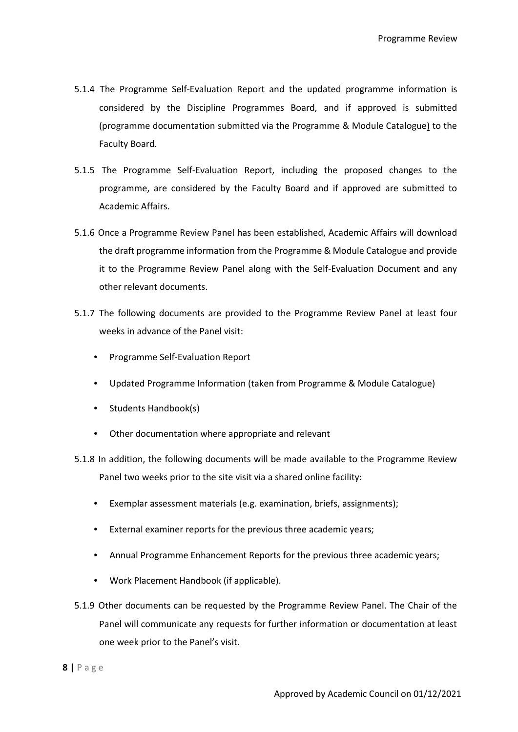5.1.4 The Programme Self-Evaluation Report and the updated programme information is considered by the Discipline Programmes Board, and if approved is submitted (programme documentation submitted via the Programme & Module Catalogue) to the Faculty Board.

5.1.5 The Programme Self-Evaluation Report, including the proposed changes to the programme, are considered by the Faculty Board and if approved are submitted to Academic Affairs.

5.1.6 Once a Programme Review Panel has been established, Academic Affairs will download the draft programme information from the Programme & Module Catalogue and provide it to the Programme Review Panel along with the Self-Evaluation Document and any other relevant documents.

5.1.7 The following documents are provided to the Programme Review Panel at least four weeks in advance of the Panel visit:

- Programme Self-Evaluation Report
- Updated Programme Information (taken from Programme & Module Catalogue)
- Students Handbook(s)
- Other documentation where appropriate and relevant

5.1.8 In addition, the following documents will be made available to the Programme Review Panel two weeks prior to the site visit via a shared online facility:

- Exemplar assessment materials (e.g. examination, briefs, assignments);
- External examiner reports for the previous three academic years;
- Annual Programme Enhancement Reports for the previous three academic years;
- Work Placement Handbook (if applicable).

5.1.9 Other documents can be requested by the Programme Review Panel. The Chair of the Panel will communicate any requests for further information or documentation at least one week prior to the Panel's visit.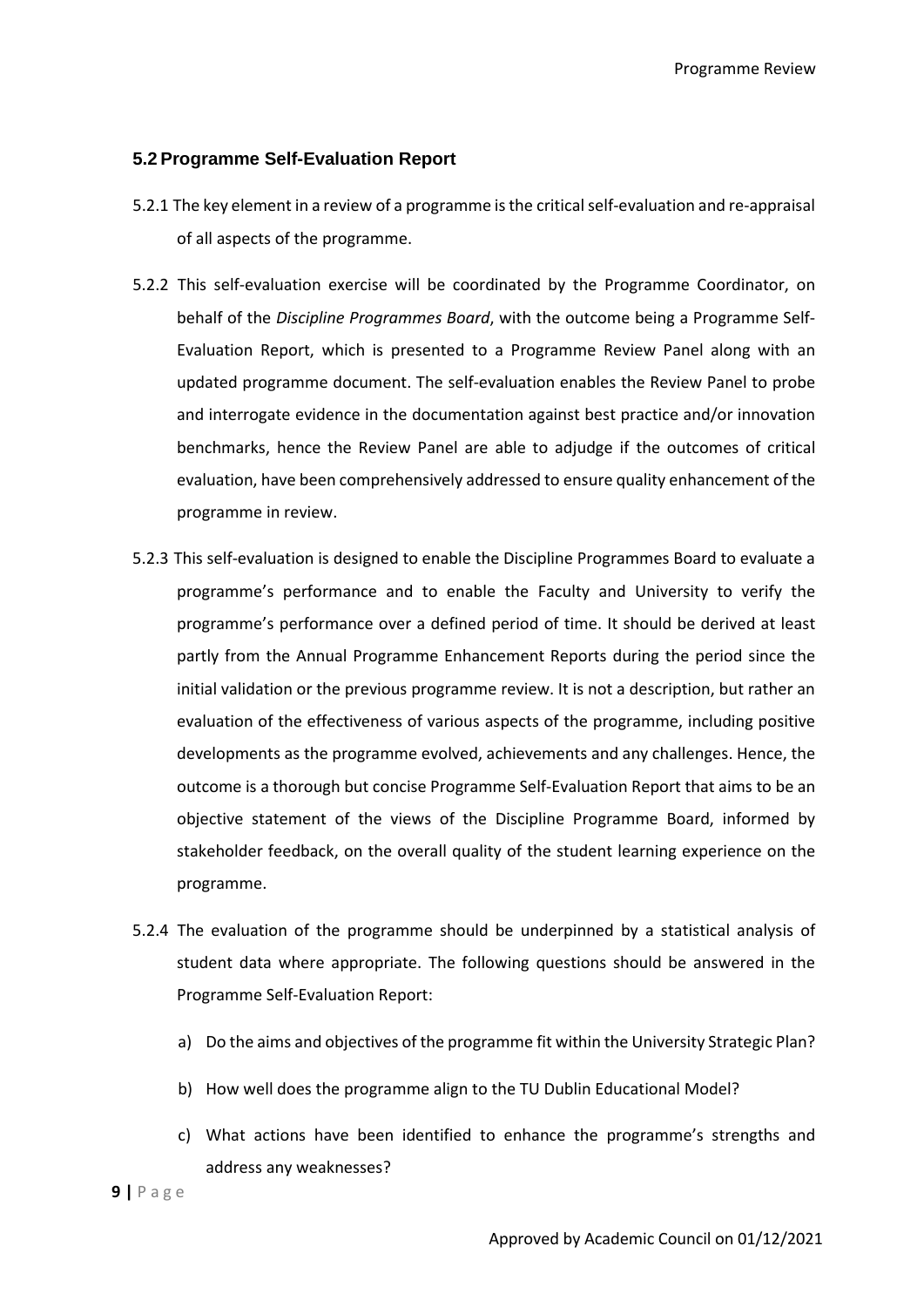## 5.2 Programme Self-Evaluation Report

5.2.1 The key element in a review of a programme is the critical self-evaluation and re-appraisal of all aspects of the programme.

5.2.2 This self-evaluation exercise will be coordinated by the Programme Coordinator, on behalf of the *Discipline Programmes Board*, with the outcome being a Programme Self-Evaluation Report, which is presented to a Programme Review Panel along with an updated programme document. The self-evaluation enables the Review Panel to probe and interrogate evidence in the documentation against best practice and/or innovation benchmarks, hence the Review Panel are able to adjudge if the outcomes of critical evaluation, have been comprehensively addressed to ensure quality enhancement of the programme in review.

5.2.3 This self-evaluation is designed to enable the Discipline Programmes Board to evaluate a programme's performance and to enable the Faculty and University to verify the programme's performance over a defined period of time. It should be derived at least partly from the Annual Programme Enhancement Reports during the period since the initial validation or the previous programme review. It is not a description, but rather an evaluation of the effectiveness of various aspects of the programme, including positive developments as the programme evolved, achievements and any challenges. Hence, the outcome is a thorough but concise Programme Self-Evaluation Report that aims to be an objective statement of the views of the Discipline Programme Board, informed by stakeholder feedback, on the overall quality of the student learning experience on the programme.

5.2.4 The evaluation of the programme should be underpinned by a statistical analysis of student data where appropriate. The following questions should be answered in the Programme Self-Evaluation Report:

a) Do the aims and objectives of the programme fit within the University Strategic Plan?

b) How well does the programme align to the TU Dublin Educational Model?

c) What actions have been identified to enhance the programme's strengths and address any weaknesses?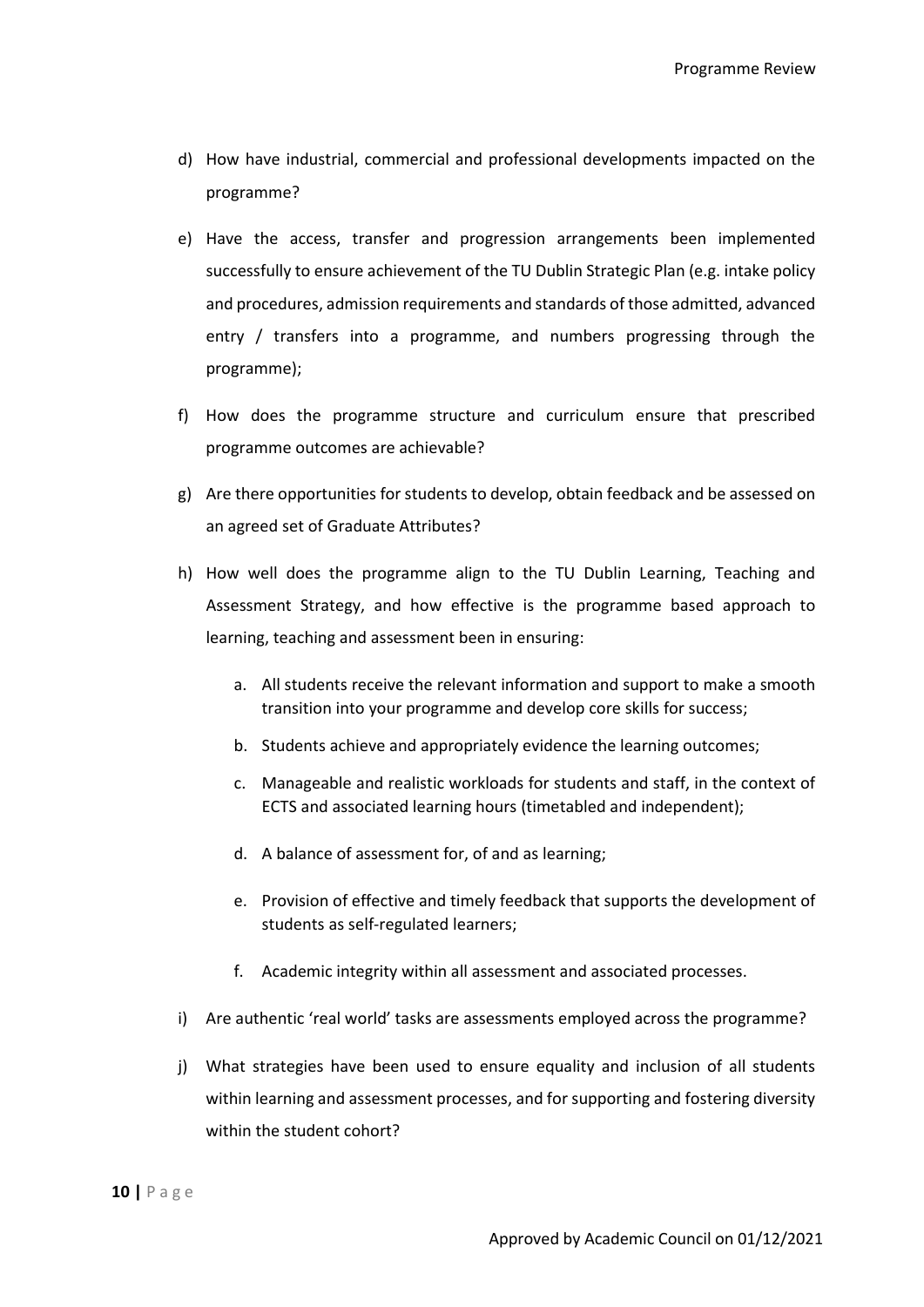d) How have industrial, commercial and professional developments impacted on the programme?

e) Have the access, transfer and progression arrangements been implemented successfully to ensure achievement of the TU Dublin Strategic Plan (e.g. intake policy and procedures, admission requirements and standards of those admitted, advanced entry / transfers into a programme, and numbers progressing through the programme);

f) How does the programme structure and curriculum ensure that prescribed programme outcomes are achievable?

g) Are there opportunities for students to develop, obtain feedback and be assessed on an agreed set of Graduate Attributes?

h) How well does the programme align to the TU Dublin Learning, Teaching and Assessment Strategy, and how effective is the programme based approach to learning, teaching and assessment been in ensuring:

    a. All students receive the relevant information and support to make a smooth transition into your programme and develop core skills for success;

    b. Students achieve and appropriately evidence the learning outcomes;

    c. Manageable and realistic workloads for students and staff, in the context of ECTS and associated learning hours (timetabled and independent);

    d. A balance of assessment for, of and as learning;

    e. Provision of effective and timely feedback that supports the development of students as self-regulated learners;

    f. Academic integrity within all assessment and associated processes.

i) Are authentic 'real world' tasks are assessments employed across the programme?

j) What strategies have been used to ensure equality and inclusion of all students within learning and assessment processes, and for supporting and fostering diversity within the student cohort?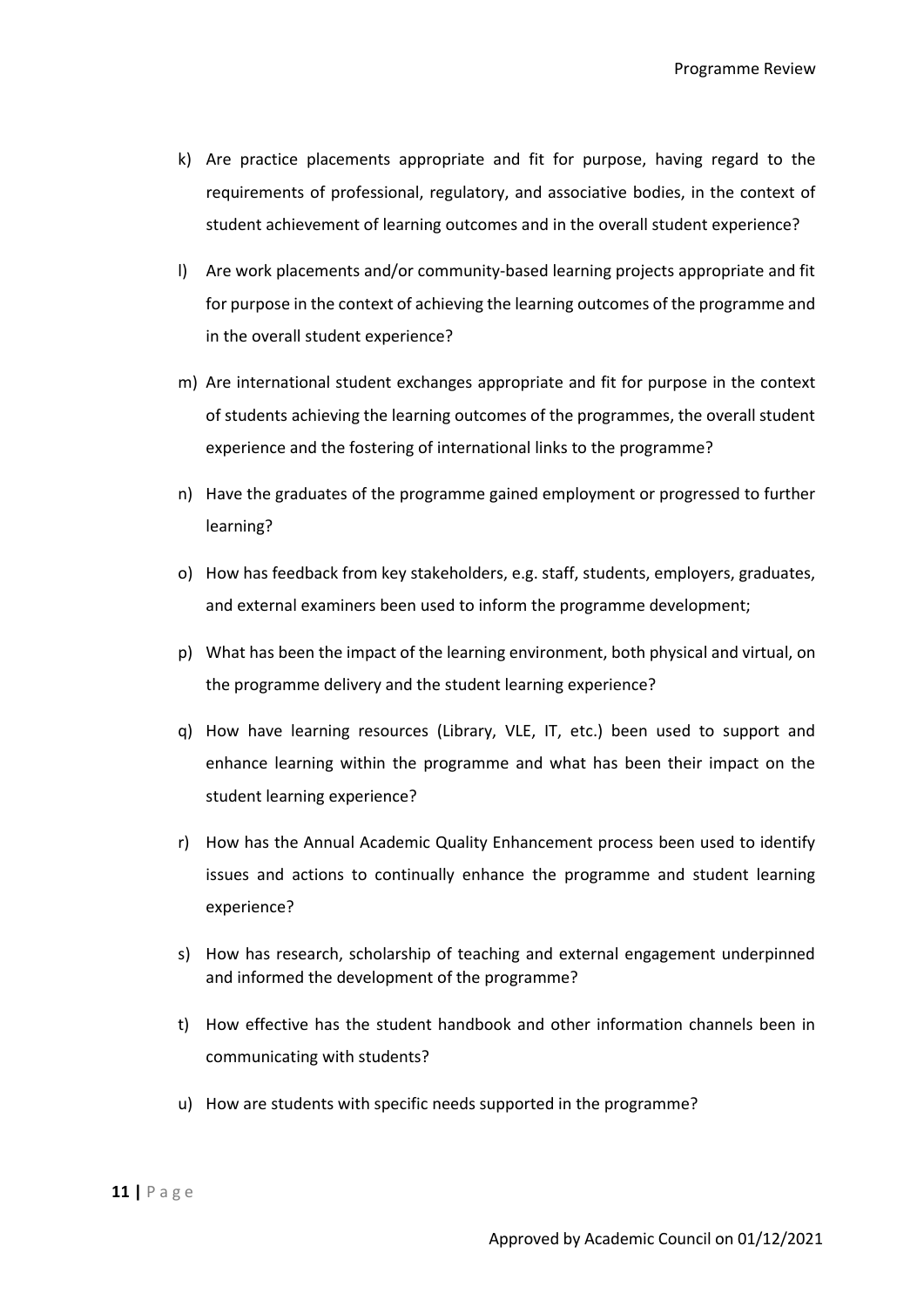k) Are practice placements appropriate and fit for purpose, having regard to the requirements of professional, regulatory, and associative bodies, in the context of student achievement of learning outcomes and in the overall student experience?

l) Are work placements and/or community-based learning projects appropriate and fit for purpose in the context of achieving the learning outcomes of the programme and in the overall student experience?

m) Are international student exchanges appropriate and fit for purpose in the context of students achieving the learning outcomes of the programmes, the overall student experience and the fostering of international links to the programme?

n) Have the graduates of the programme gained employment or progressed to further learning?

o) How has feedback from key stakeholders, e.g. staff, students, employers, graduates, and external examiners been used to inform the programme development;

p) What has been the impact of the learning environment, both physical and virtual, on the programme delivery and the student learning experience?

q) How have learning resources (Library, VLE, IT, etc.) been used to support and enhance learning within the programme and what has been their impact on the student learning experience?

r) How has the Annual Academic Quality Enhancement process been used to identify issues and actions to continually enhance the programme and student learning experience?

s) How has research, scholarship of teaching and external engagement underpinned and informed the development of the programme?

t) How effective has the student handbook and other information channels been in communicating with students?

u) How are students with specific needs supported in the programme?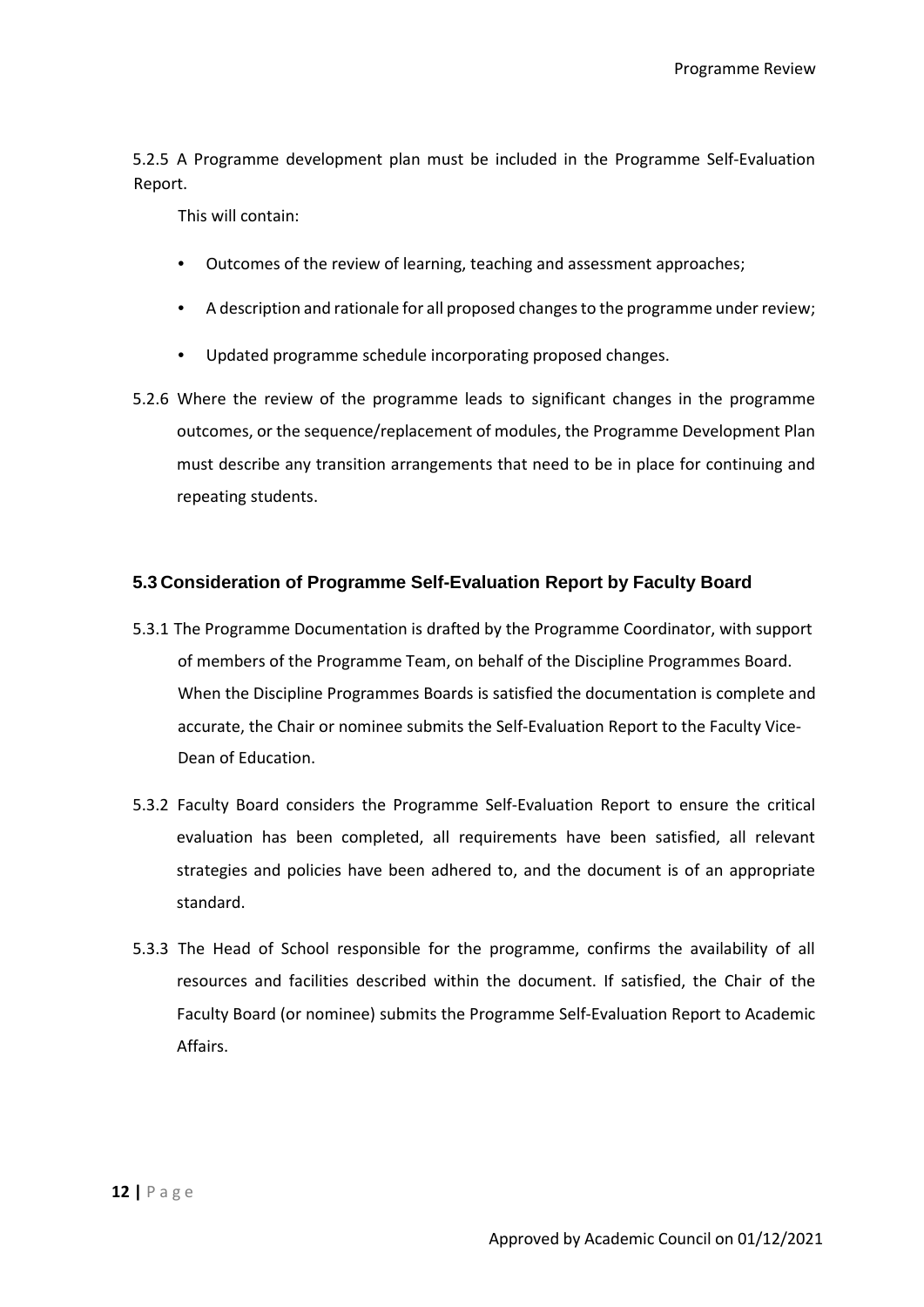5.2.5 A Programme development plan must be included in the Programme Self-Evaluation Report.

This will contain:

- Outcomes of the review of learning, teaching and assessment approaches;
- A description and rationale for all proposed changes to the programme under review;
- Updated programme schedule incorporating proposed changes.

5.2.6 Where the review of the programme leads to significant changes in the programme outcomes, or the sequence/replacement of modules, the Programme Development Plan must describe any transition arrangements that need to be in place for continuing and repeating students.

## 5.3 Consideration of Programme Self-Evaluation Report by Faculty Board

5.3.1 The Programme Documentation is drafted by the Programme Coordinator, with support of members of the Programme Team, on behalf of the Discipline Programmes Board. When the Discipline Programmes Boards is satisfied the documentation is complete and accurate, the Chair or nominee submits the Self-Evaluation Report to the Faculty Vice-Dean of Education.

5.3.2 Faculty Board considers the Programme Self-Evaluation Report to ensure the critical evaluation has been completed, all requirements have been satisfied, all relevant strategies and policies have been adhered to, and the document is of an appropriate standard.

5.3.3 The Head of School responsible for the programme, confirms the availability of all resources and facilities described within the document. If satisfied, the Chair of the Faculty Board (or nominee) submits the Programme Self-Evaluation Report to Academic Affairs.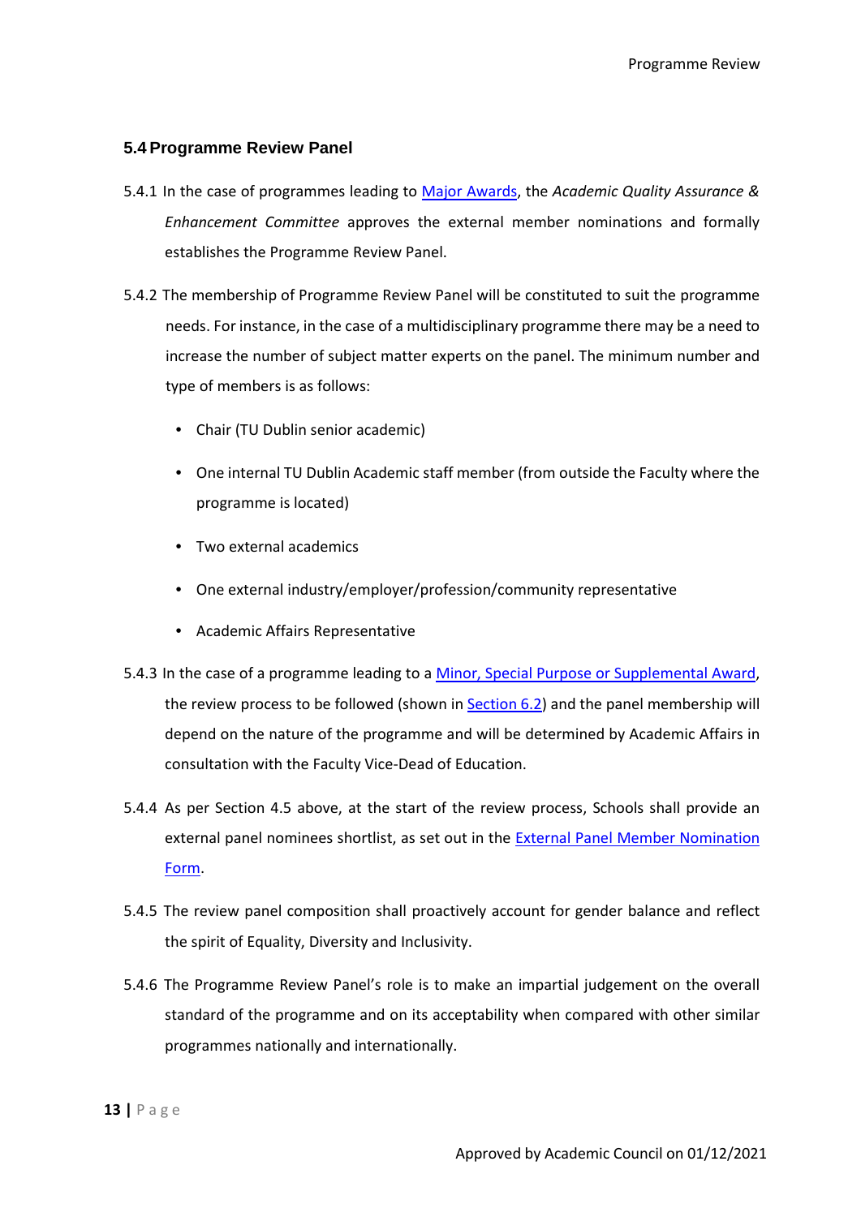## 5.4 Programme Review Panel

5.4.1 In the case of programmes leading to Major Awards, the *Academic Quality Assurance & Enhancement Committee* approves the external member nominations and formally establishes the Programme Review Panel.

5.4.2 The membership of Programme Review Panel will be constituted to suit the programme needs. For instance, in the case of a multidisciplinary programme there may be a need to increase the number of subject matter experts on the panel. The minimum number and type of members is as follows:

- Chair (TU Dublin senior academic)
- One internal TU Dublin Academic staff member (from outside the Faculty where the programme is located)
- Two external academics
- One external industry/employer/profession/community representative
- Academic Affairs Representative

5.4.3 In the case of a programme leading to a Minor, Special Purpose or Supplemental Award, the review process to be followed (shown in Section 6.2) and the panel membership will depend on the nature of the programme and will be determined by Academic Affairs in consultation with the Faculty Vice-Dead of Education.

5.4.4 As per Section 4.5 above, at the start of the review process, Schools shall provide an external panel nominees shortlist, as set out in the External Panel Member Nomination Form.

5.4.5 The review panel composition shall proactively account for gender balance and reflect the spirit of Equality, Diversity and Inclusivity.

5.4.6 The Programme Review Panel's role is to make an impartial judgement on the overall standard of the programme and on its acceptability when compared with other similar programmes nationally and internationally.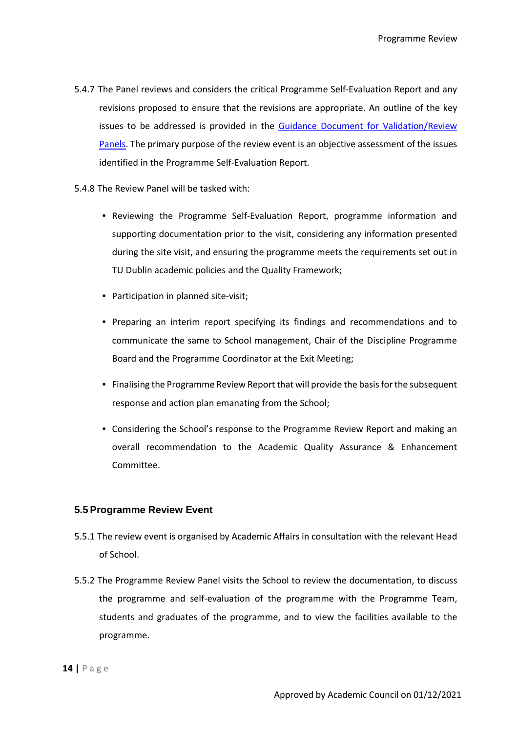5.4.7 The Panel reviews and considers the critical Programme Self-Evaluation Report and any revisions proposed to ensure that the revisions are appropriate. An outline of the key issues to be addressed is provided in the [Guidance Document for Validation/Review Panels](). The primary purpose of the review event is an objective assessment of the issues identified in the Programme Self-Evaluation Report.

5.4.8 The Review Panel will be tasked with:

- Reviewing the Programme Self-Evaluation Report, programme information and supporting documentation prior to the visit, considering any information presented during the site visit, and ensuring the programme meets the requirements set out in TU Dublin academic policies and the Quality Framework;
- Participation in planned site-visit;
- Preparing an interim report specifying its findings and recommendations and to communicate the same to School management, Chair of the Discipline Programme Board and the Programme Coordinator at the Exit Meeting;
- Finalising the Programme Review Report that will provide the basis for the subsequent response and action plan emanating from the School;
- Considering the School's response to the Programme Review Report and making an overall recommendation to the Academic Quality Assurance & Enhancement Committee.

### 5.5 Programme Review Event

5.5.1 The review event is organised by Academic Affairs in consultation with the relevant Head of School.

5.5.2 The Programme Review Panel visits the School to review the documentation, to discuss the programme and self-evaluation of the programme with the Programme Team, students and graduates of the programme, and to view the facilities available to the programme.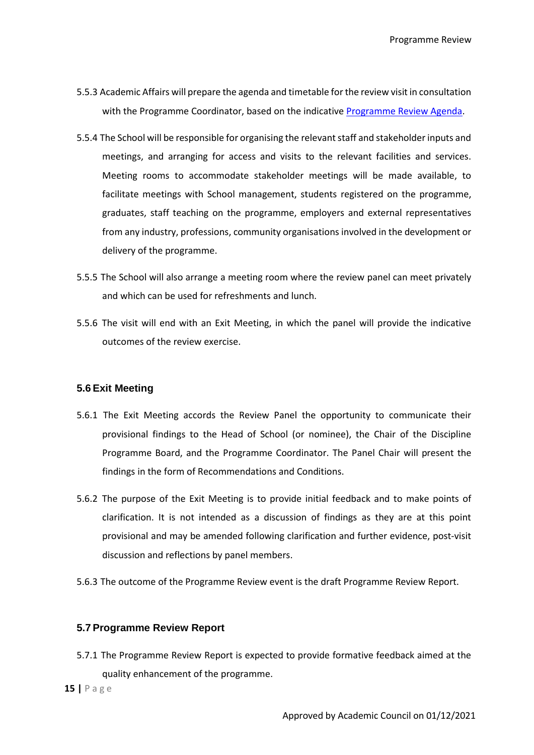5.5.3 Academic Affairs will prepare the agenda and timetable for the review visit in consultation with the Programme Coordinator, based on the indicative [Programme Review Agenda](#).

5.5.4 The School will be responsible for organising the relevant staff and stakeholder inputs and meetings, and arranging for access and visits to the relevant facilities and services. Meeting rooms to accommodate stakeholder meetings will be made available, to facilitate meetings with School management, students registered on the programme, graduates, staff teaching on the programme, employers and external representatives from any industry, professions, community organisations involved in the development or delivery of the programme.

5.5.5 The School will also arrange a meeting room where the review panel can meet privately and which can be used for refreshments and lunch.

5.5.6 The visit will end with an Exit Meeting, in which the panel will provide the indicative outcomes of the review exercise.

### 5.6 Exit Meeting

5.6.1 The Exit Meeting accords the Review Panel the opportunity to communicate their provisional findings to the Head of School (or nominee), the Chair of the Discipline Programme Board, and the Programme Coordinator. The Panel Chair will present the findings in the form of Recommendations and Conditions.

5.6.2 The purpose of the Exit Meeting is to provide initial feedback and to make points of clarification. It is not intended as a discussion of findings as they are at this point provisional and may be amended following clarification and further evidence, post-visit discussion and reflections by panel members.

5.6.3 The outcome of the Programme Review event is the draft Programme Review Report.

### 5.7 Programme Review Report

5.7.1 The Programme Review Report is expected to provide formative feedback aimed at the quality enhancement of the programme.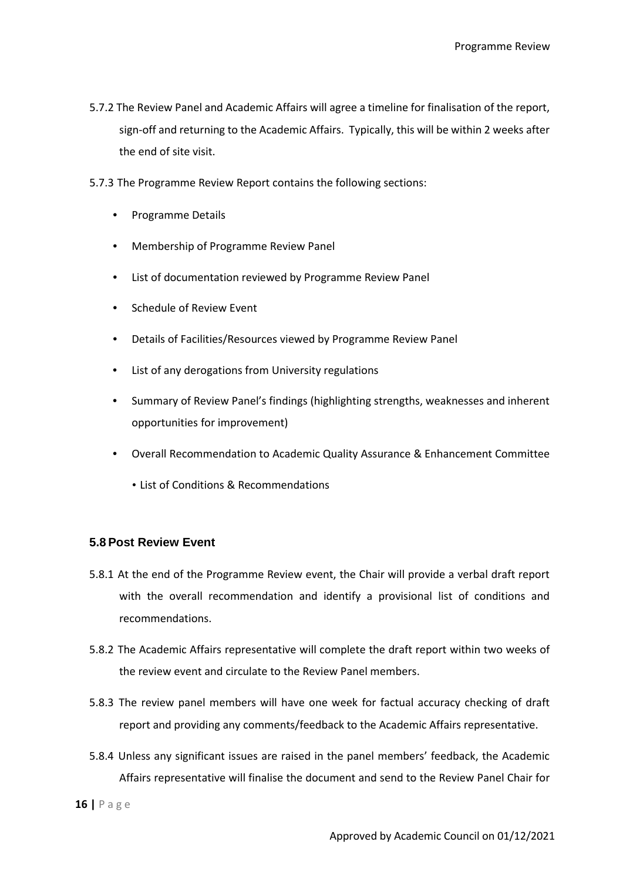5.7.2 The Review Panel and Academic Affairs will agree a timeline for finalisation of the report, sign-off and returning to the Academic Affairs. Typically, this will be within 2 weeks after the end of site visit.

5.7.3 The Programme Review Report contains the following sections:

- Programme Details
- Membership of Programme Review Panel
- List of documentation reviewed by Programme Review Panel
- Schedule of Review Event
- Details of Facilities/Resources viewed by Programme Review Panel
- List of any derogations from University regulations
- Summary of Review Panel's findings (highlighting strengths, weaknesses and inherent opportunities for improvement)
- Overall Recommendation to Academic Quality Assurance & Enhancement Committee
  - List of Conditions & Recommendations

### 5.8 Post Review Event

5.8.1 At the end of the Programme Review event, the Chair will provide a verbal draft report with the overall recommendation and identify a provisional list of conditions and recommendations.

5.8.2 The Academic Affairs representative will complete the draft report within two weeks of the review event and circulate to the Review Panel members.

5.8.3 The review panel members will have one week for factual accuracy checking of draft report and providing any comments/feedback to the Academic Affairs representative.

5.8.4 Unless any significant issues are raised in the panel members' feedback, the Academic Affairs representative will finalise the document and send to the Review Panel Chair for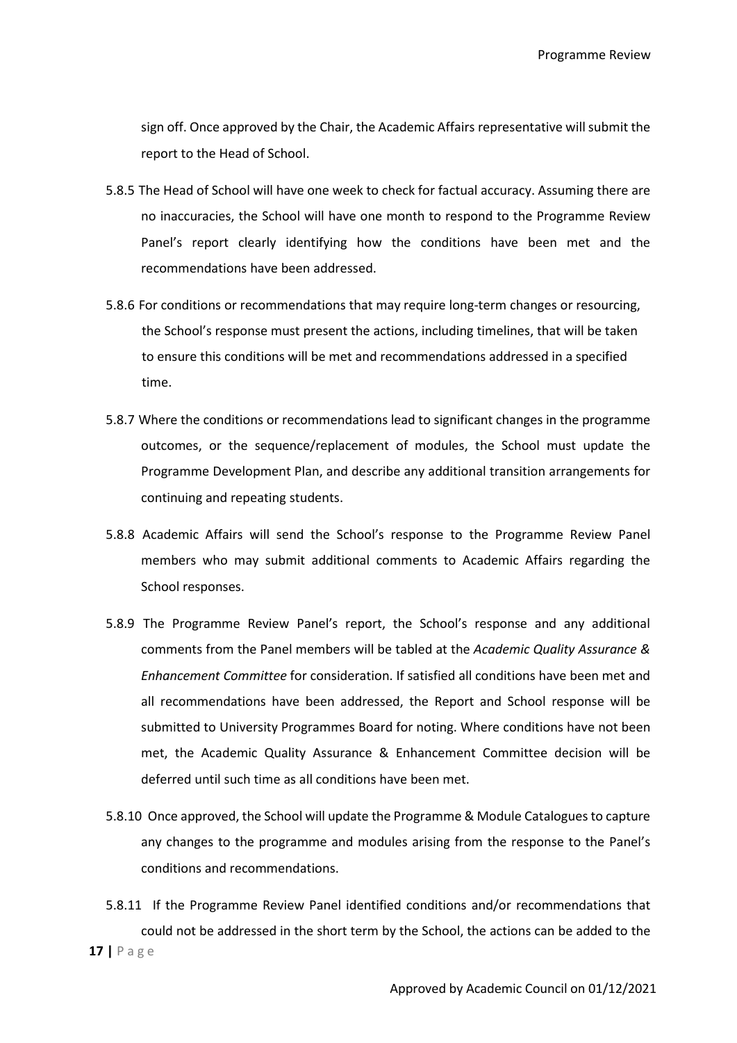sign off. Once approved by the Chair, the Academic Affairs representative will submit the report to the Head of School.

5.8.5 The Head of School will have one week to check for factual accuracy. Assuming there are no inaccuracies, the School will have one month to respond to the Programme Review Panel's report clearly identifying how the conditions have been met and the recommendations have been addressed.

5.8.6 For conditions or recommendations that may require long-term changes or resourcing, the School's response must present the actions, including timelines, that will be taken to ensure this conditions will be met and recommendations addressed in a specified time.

5.8.7 Where the conditions or recommendations lead to significant changes in the programme outcomes, or the sequence/replacement of modules, the School must update the Programme Development Plan, and describe any additional transition arrangements for continuing and repeating students.

5.8.8 Academic Affairs will send the School's response to the Programme Review Panel members who may submit additional comments to Academic Affairs regarding the School responses.

5.8.9 The Programme Review Panel's report, the School's response and any additional comments from the Panel members will be tabled at the *Academic Quality Assurance & Enhancement Committee* for consideration. If satisfied all conditions have been met and all recommendations have been addressed, the Report and School response will be submitted to University Programmes Board for noting. Where conditions have not been met, the Academic Quality Assurance & Enhancement Committee decision will be deferred until such time as all conditions have been met.

5.8.10 Once approved, the School will update the Programme & Module Catalogues to capture any changes to the programme and modules arising from the response to the Panel's conditions and recommendations.

5.8.11 If the Programme Review Panel identified conditions and/or recommendations that could not be addressed in the short term by the School, the actions can be added to the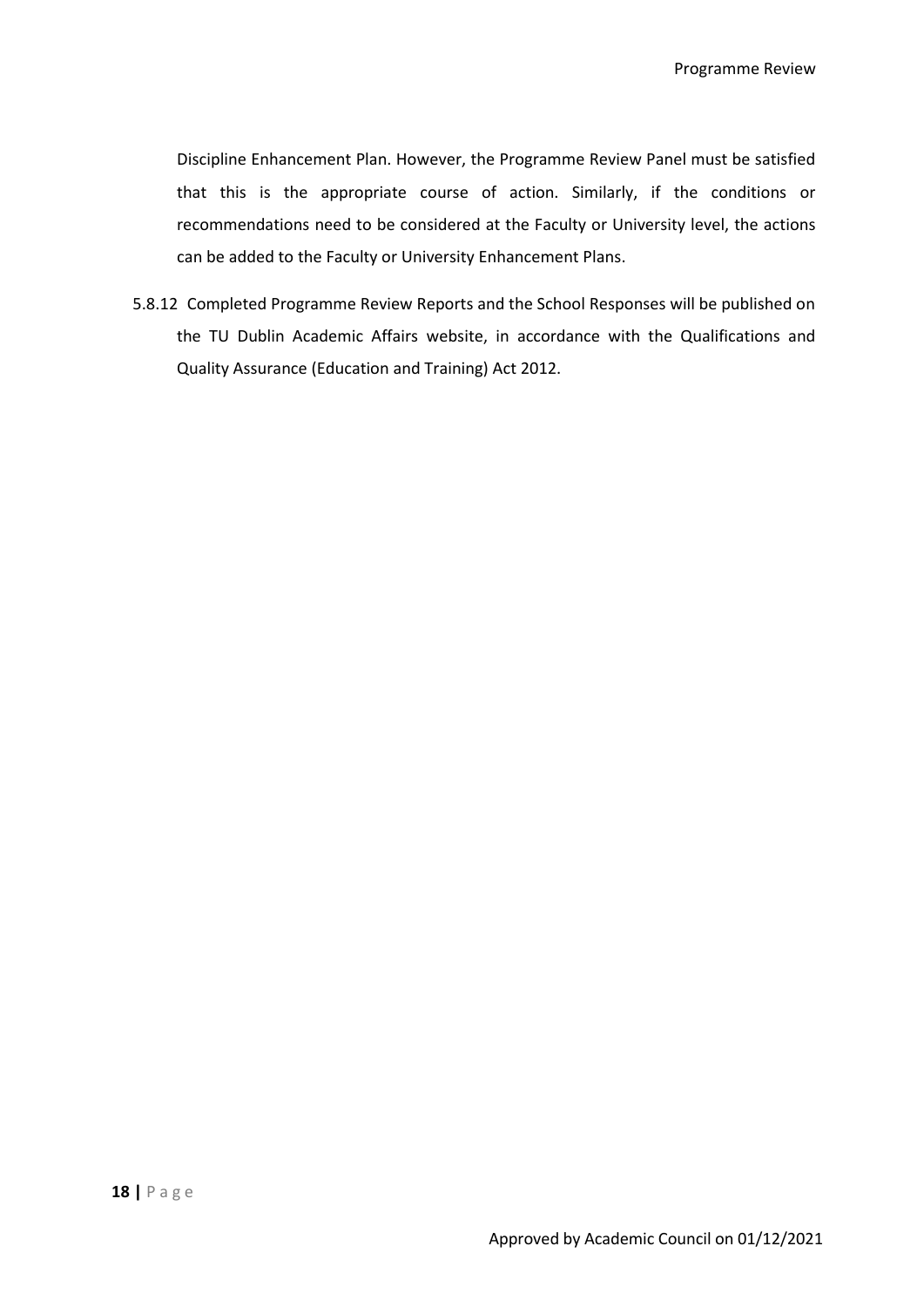Discipline Enhancement Plan. However, the Programme Review Panel must be satisfied that this is the appropriate course of action. Similarly, if the conditions or recommendations need to be considered at the Faculty or University level, the actions can be added to the Faculty or University Enhancement Plans.

5.8.12 Completed Programme Review Reports and the School Responses will be published on the TU Dublin Academic Affairs website, in accordance with the Qualifications and Quality Assurance (Education and Training) Act 2012.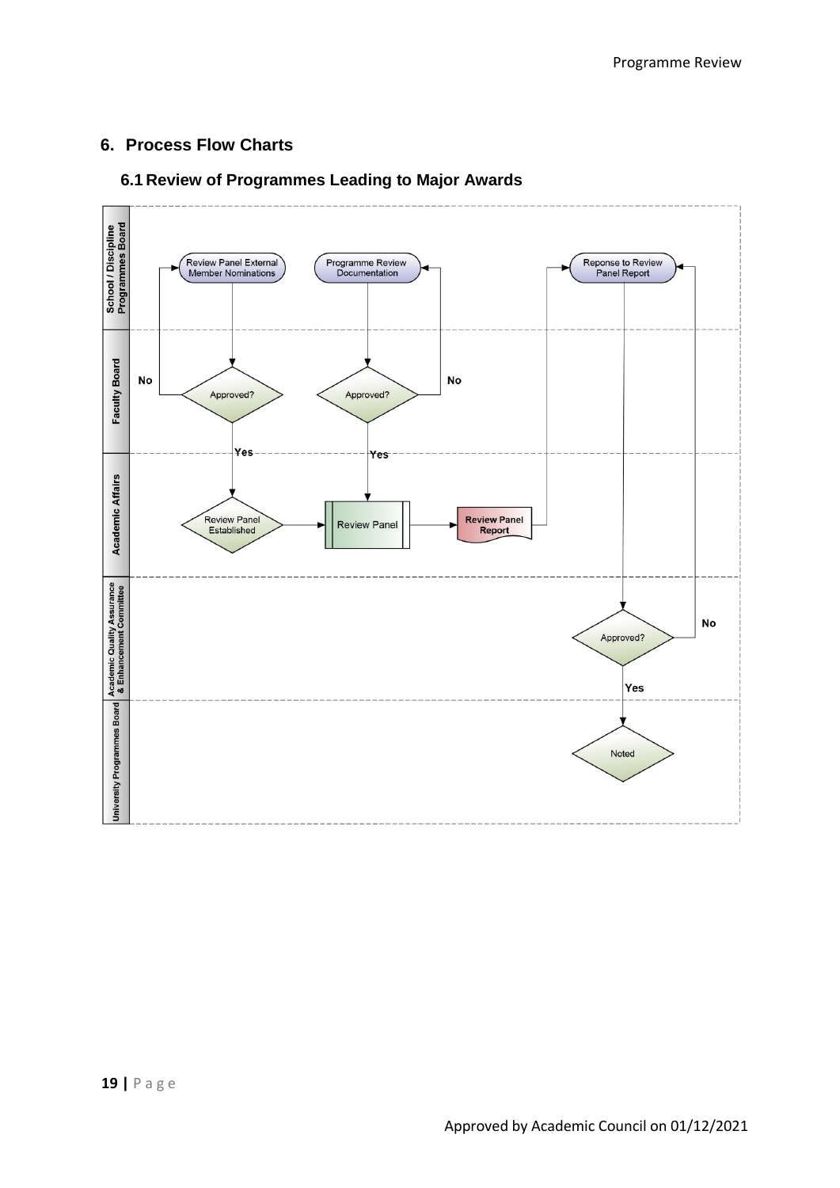## 6. Process Flow Charts

### 6.1 Review of Programmes Leading to Major Awards

**School / Discipline Programmes Board**

- Review Panel External Member Nominations
- Programme Review Documentation
- Reponse to Review Panel Report

**Faculty Board**

- Approved? (Review Panel External Member Nominations) — No: return to School / Discipline Programmes Board; Yes: Review Panel Established
- Approved? (Programme Review Documentation) — No: return to School / Discipline Programmes Board; Yes: Review Panel

**Academic Affairs**

- Review Panel Established
- Review Panel
- Review Panel Report

**Academic Quality Assurance & Enhancement Committee**

- Approved? (Reponse to Review Panel Report) — No: return to School / Discipline Programmes Board; Yes: Noted

**University Programmes Board**

- Noted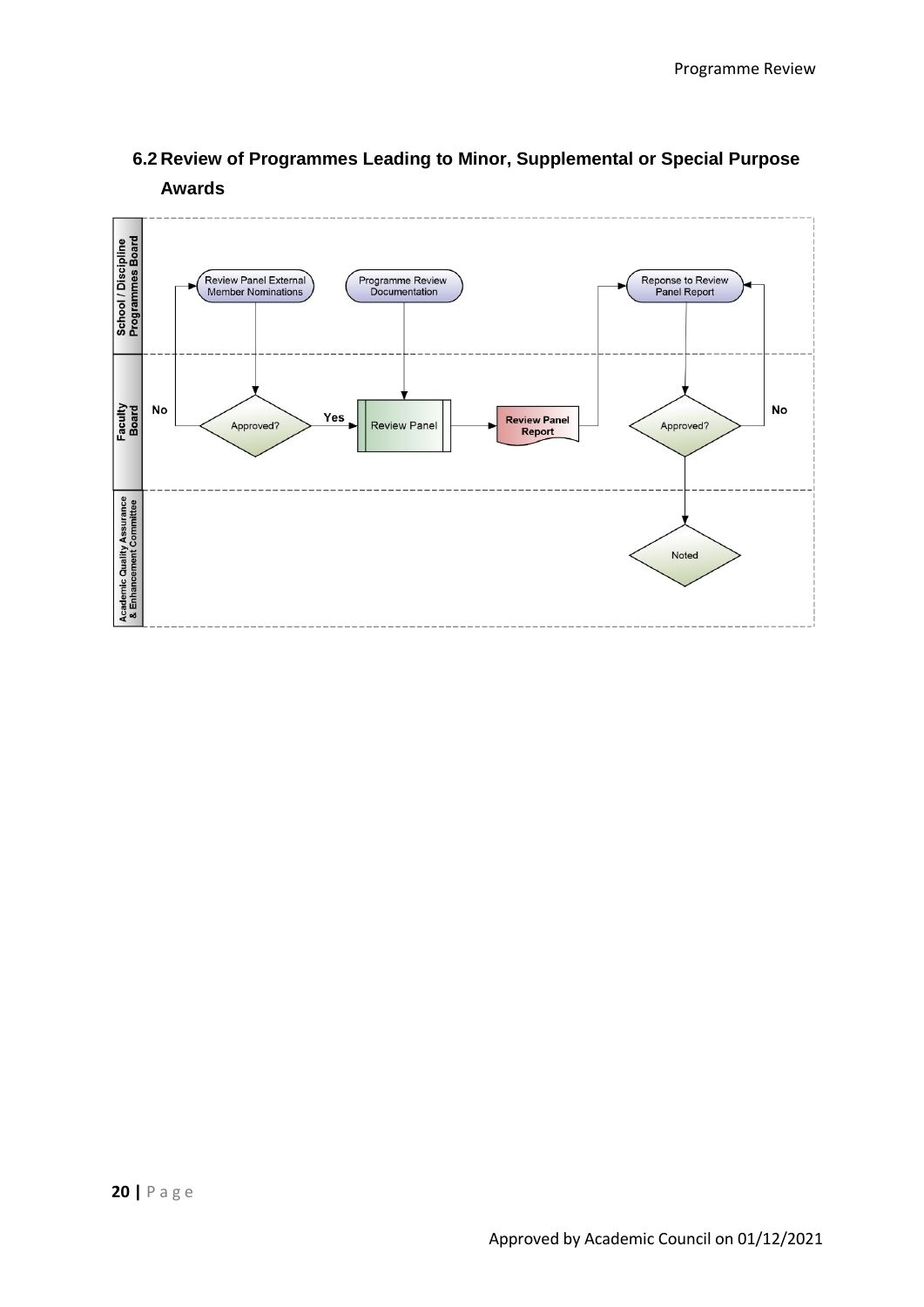## 6.2 Review of Programmes Leading to Minor, Supplemental or Special Purpose Awards

School / Discipline Programmes Board

Faculty Board

Academic Quality Assurance & Enhancement Committee

Review Panel External Member Nominations

Programme Review Documentation

Reponse to Review Panel Report

No

Approved?

Yes

Review Panel

Review Panel Report

Approved?

No

Noted

Approved by Academic Council on 01/12/2021